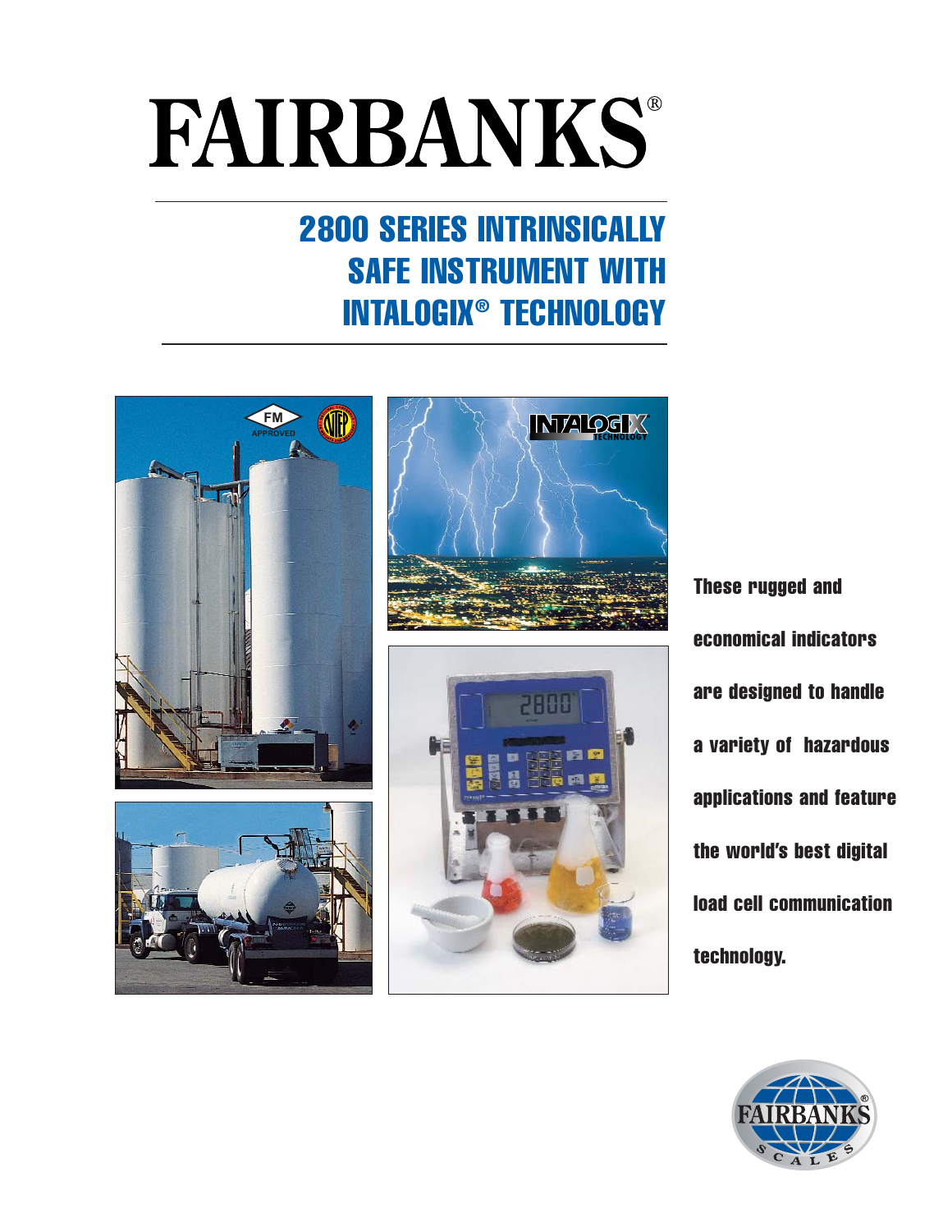# FAIRBANKS®

## 2800 SERIES INTRINSICALLY SAFE INSTRUMENT WITH INTALOGIX® TECHNOLOGY

**These rugged and economical indicators are designed to handle a variety of hazardous applications and feature the world's best digital load cell communication technology.**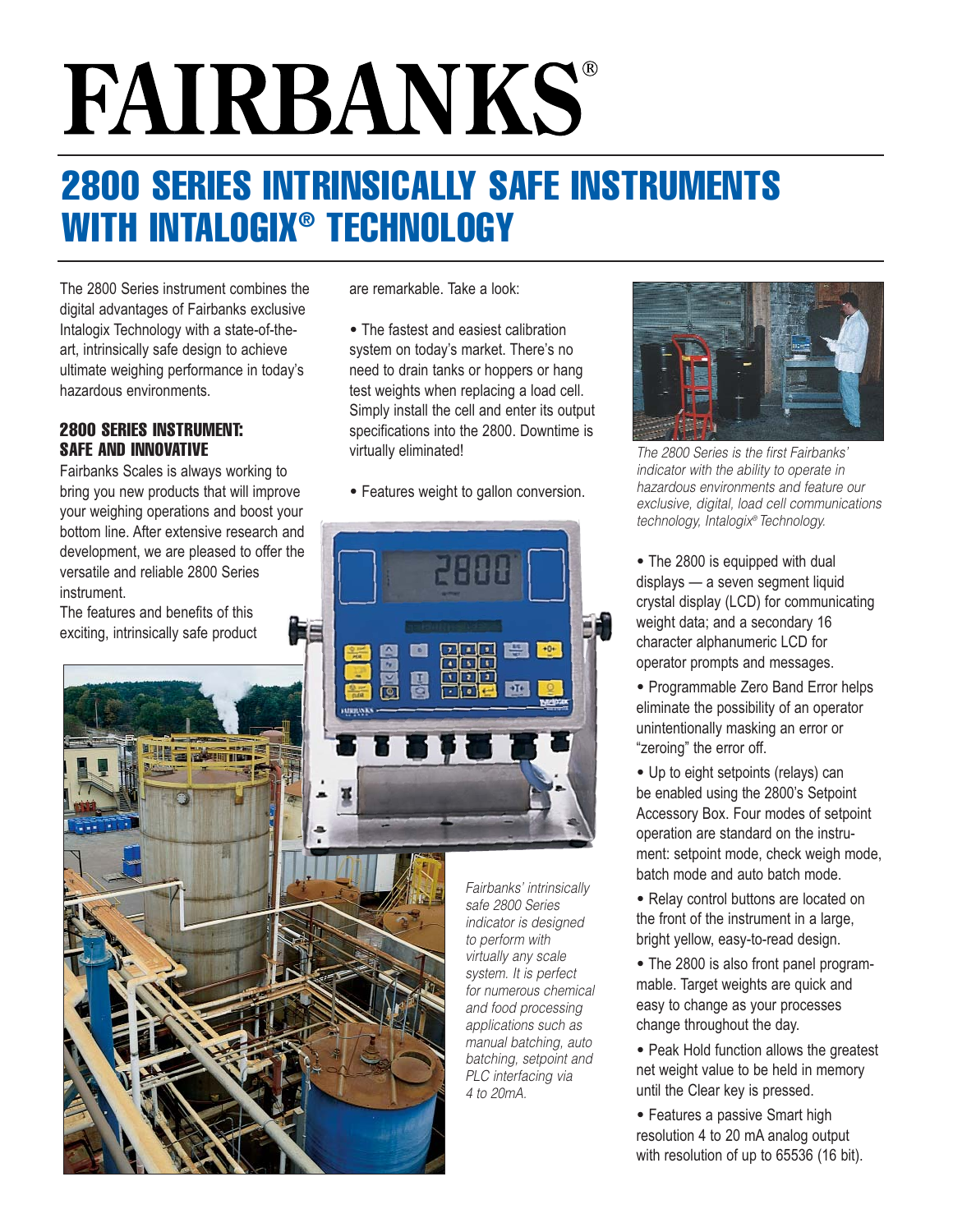# FAIRBANKS®

# 2800 SERIES INTRINSICALLY SAFE INSTRUMENTS WITH INTALOGIX® TECHNOLOGY

The 2800 Series instrument combines the digital advantages of Fairbanks exclusive Intalogix Technology with a state-of-the-art, intrinsically safe design to achieve ultimate weighing performance in today's hazardous environments.

### 2800 SERIES INSTRUMENT: SAFE AND INNOVATIVE

Fairbanks Scales is always working to bring you new products that will improve your weighing operations and boost your bottom line. After extensive research and development, we are pleased to offer the versatile and reliable 2800 Series instrument.

The features and benefits of this exciting, intrinsically safe product are remarkable. Take a look:

- The fastest and easiest calibration system on today's market. There's no need to drain tanks or hoppers or hang test weights when replacing a load cell. Simply install the cell and enter its output specifications into the 2800. Downtime is virtually eliminated!

- Features weight to gallon conversion.

*Fairbanks' intrinsically safe 2800 Series indicator is designed to perform with virtually any scale system. It is perfect for numerous chemical and food processing applications such as manual batching, auto batching, setpoint and PLC interfacing via 4 to 20mA.*

*The 2800 Series is the first Fairbanks' indicator with the ability to operate in hazardous environments and feature our exclusive, digital, load cell communications technology, Intalogix® Technology.*

- The 2800 is equipped with dual displays — a seven segment liquid crystal display (LCD) for communicating weight data; and a secondary 16 character alphanumeric LCD for operator prompts and messages.

- Programmable Zero Band Error helps eliminate the possibility of an operator unintentionally masking an error or "zeroing" the error off.

- Up to eight setpoints (relays) can be enabled using the 2800's Setpoint Accessory Box. Four modes of setpoint operation are standard on the instrument: setpoint mode, check weigh mode, batch mode and auto batch mode.

- Relay control buttons are located on the front of the instrument in a large, bright yellow, easy-to-read design.

- The 2800 is also front panel programmable. Target weights are quick and easy to change as your processes change throughout the day.

- Peak Hold function allows the greatest net weight value to be held in memory until the Clear key is pressed.

- Features a passive Smart high resolution 4 to 20 mA analog output with resolution of up to 65536 (16 bit).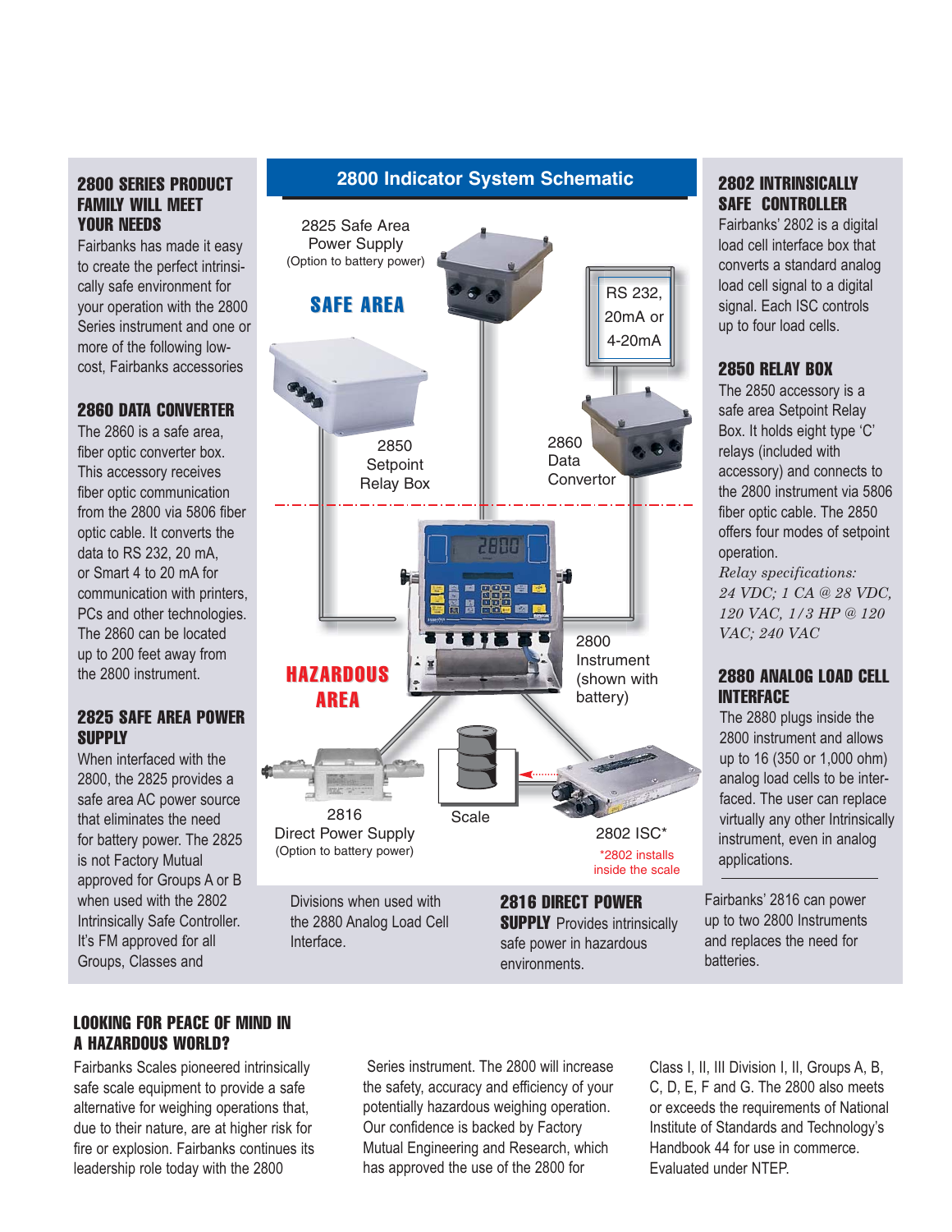## 2800 SERIES PRODUCT FAMILY WILL MEET YOUR NEEDS

Fairbanks has made it easy to create the perfect intrinsically safe environment for your operation with the 2800 Series instrument and one or more of the following low-cost, Fairbanks accessories

## 2860 DATA CONVERTER

The 2860 is a safe area, fiber optic converter box. This accessory receives fiber optic communication from the 2800 via 5806 fiber optic cable. It converts the data to RS 232, 20 mA, or Smart 4 to 20 mA for communication with printers, PCs and other technologies. The 2860 can be located up to 200 feet away from the 2800 instrument.

## 2825 SAFE AREA POWER SUPPLY

When interfaced with the 2800, the 2825 provides a safe area AC power source that eliminates the need for battery power. The 2825 is not Factory Mutual approved for Groups A or B when used with the 2802 Intrinsically Safe Controller. It's FM approved for all Groups, Classes and Divisions when used with the 2880 Analog Load Cell Interface.

## 2800 Indicator System Schematic

2825 Safe Area Power Supply (Option to battery power)

SAFE AREA

RS 232, 20mA or 4-20mA

2850 Setpoint Relay Box

2860 Data Convertor

2800 Instrument (shown with battery)

HAZARDOUS AREA

2816 Direct Power Supply (Option to battery power)

Scale

2802 ISC*

*2802 installs inside the scale

## 2816 DIRECT POWER SUPPLY

Provides intrinsically safe power in hazardous environments. Fairbanks' 2816 can power up to two 2800 Instruments and replaces the need for batteries.

## 2802 INTRINSICALLY SAFE CONTROLLER

Fairbanks' 2802 is a digital load cell interface box that converts a standard analog load cell signal to a digital signal. Each ISC controls up to four load cells.

## 2850 RELAY BOX

The 2850 accessory is a safe area Setpoint Relay Box. It holds eight type 'C' relays (included with accessory) and connects to the 2800 instrument via 5806 fiber optic cable. The 2850 offers four modes of setpoint operation.

*Relay specifications: 24 VDC; 1 CA @ 28 VDC, 120 VAC, 1/3 HP @ 120 VAC; 240 VAC*

## 2880 ANALOG LOAD CELL INTERFACE

The 2880 plugs inside the 2800 instrument and allows up to 16 (350 or 1,000 ohm) analog load cells to be interfaced. The user can replace virtually any other Intrinsically instrument, even in analog applications.

## LOOKING FOR PEACE OF MIND IN A HAZARDOUS WORLD?

Fairbanks Scales pioneered intrinsically safe scale equipment to provide a safe alternative for weighing operations that, due to their nature, are at higher risk for fire or explosion. Fairbanks continues its leadership role today with the 2800 Series instrument. The 2800 will increase the safety, accuracy and efficiency of your potentially hazardous weighing operation. Our confidence is backed by Factory Mutual Engineering and Research, which has approved the use of the 2800 for Class I, II, III Division I, II, Groups A, B, C, D, E, F and G. The 2800 also meets or exceeds the requirements of National Institute of Standards and Technology's Handbook 44 for use in commerce. Evaluated under NTEP.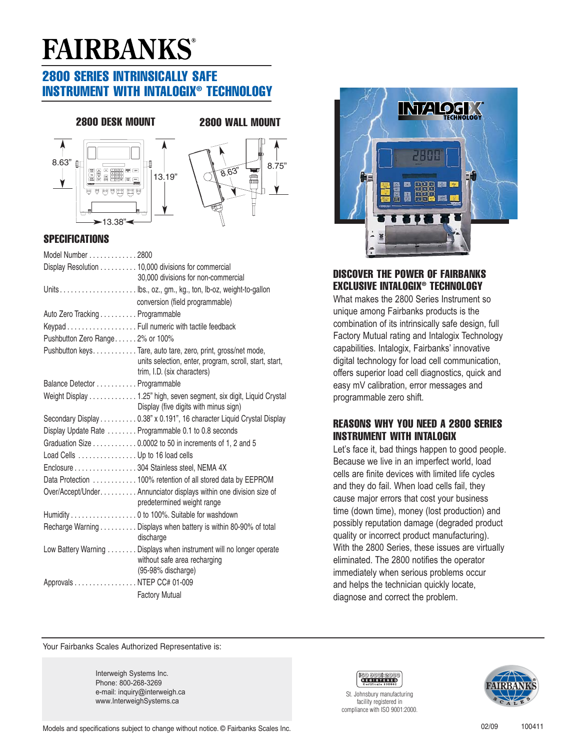# FAIRBANKS®

## 2800 SERIES INTRINSICALLY SAFE INSTRUMENT WITH INTALOGIX® TECHNOLOGY

**2800 DESK MOUNT**

8.63"

13.19"

13.38"

**2800 WALL MOUNT**

8.63"

8.75"

### SPECIFICATIONS

| | |
|---|---|
| Model Number | 2800 |
| Display Resolution | 10,000 divisions for commercial<br>30,000 divisions for non-commercial |
| Units | lbs., oz., gm., kg., ton, lb-oz, weight-to-gallon conversion (field programmable) |
| Auto Zero Tracking | Programmable |
| Keypad | Full numeric with tactile feedback |
| Pushbutton Zero Range | 2% or 100% |
| Pushbutton keys | Tare, auto tare, zero, print, gross/net mode, units selection, enter, program, scroll, start, start, trim, I.D. (six characters) |
| Balance Detector | Programmable |
| Weight Display | 1.25" high, seven segment, six digit, Liquid Crystal Display (five digits with minus sign) |
| Secondary Display | 0.38" x 0.191", 16 character Liquid Crystal Display |
| Display Update Rate | Programmable 0.1 to 0.8 seconds |
| Graduation Size | 0.0002 to 50 in increments of 1, 2 and 5 |
| Load Cells | Up to 16 load cells |
| Enclosure | 304 Stainless steel, NEMA 4X |
| Data Protection | 100% retention of all stored data by EEPROM |
| Over/Accept/Under | Annunciator displays within one division size of predetermined weight range |
| Humidity | 0 to 100%. Suitable for washdown |
| Recharge Warning | Displays when battery is within 80-90% of total discharge |
| Low Battery Warning | Displays when instrument will no longer operate without safe area recharging (95-98% discharge) |
| Approvals | NTEP CC# 01-009<br>Factory Mutual |

### DISCOVER THE POWER OF FAIRBANKS EXCLUSIVE INTALOGIX® TECHNOLOGY

What makes the 2800 Series Instrument so unique among Fairbanks products is the combination of its intrinsically safe design, full Factory Mutual rating and Intalogix Technology capabilities. Intalogix, Fairbanks' innovative digital technology for load cell communication, offers superior load cell diagnostics, quick and easy mV calibration, error messages and programmable zero shift.

### REASONS WHY YOU NEED A 2800 SERIES INSTRUMENT WITH INTALOGIX

Let's face it, bad things happen to good people. Because we live in an imperfect world, load cells are finite devices with limited life cycles and they do fail. When load cells fail, they cause major errors that cost your business time (down time), money (lost production) and possibly reputation damage (degraded product quality or incorrect product manufacturing). With the 2800 Series, these issues are virtually eliminated. The 2800 notifies the operator immediately when serious problems occur and helps the technician quickly locate, diagnose and correct the problem.

---

Your Fairbanks Scales Authorized Representative is:

Interweigh Systems Inc.
Phone: 800-268-3269
e-mail: inquiry@interweigh.ca
www.InterweighSystems.ca

ISO 9001:2000 REGISTERED

St. Johnsbury manufacturing facility registered in compliance with ISO 9001:2000.

Models and specifications subject to change without notice. © Fairbanks Scales Inc.

02/09 100411